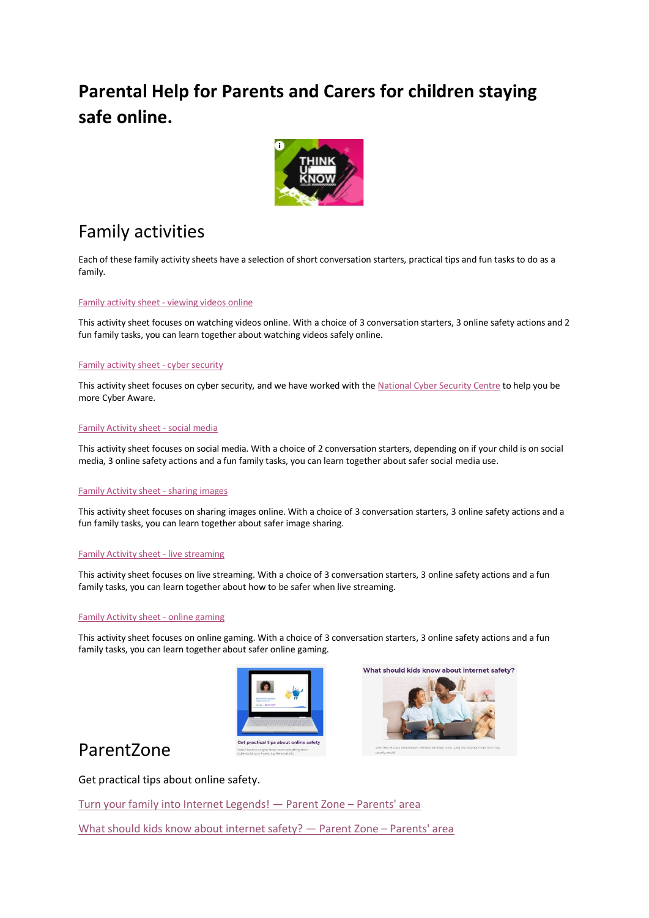# Parental Help for Parents and Carers for children staying safe online.

## Family activities

Each of these family activity sheets have a selection of short conversation starters, practical tips and fun tasks to do as a family.

[Family activity sheet - viewing videos online]

This activity sheet focuses on watching videos online. With a choice of 3 conversation starters, 3 online safety actions and 2 fun family tasks, you can learn together about watching videos safely online.

[Family activity sheet - cyber security]

This activity sheet focuses on cyber security, and we have worked with the National Cyber Security Centre to help you be more Cyber Aware.

[Family Activity sheet - social media]

This activity sheet focuses on social media. With a choice of 2 conversation starters, depending on if your child is on social media, 3 online safety actions and a fun family tasks, you can learn together about safer social media use.

[Family Activity sheet - sharing images]

This activity sheet focuses on sharing images online. With a choice of 3 conversation starters, 3 online safety actions and a fun family tasks, you can learn together about safer image sharing.

[Family Activity sheet - live streaming]

This activity sheet focuses on live streaming. With a choice of 3 conversation starters, 3 online safety actions and a fun family tasks, you can learn together about how to be safer when live streaming.

[Family Activity sheet - online gaming]

This activity sheet focuses on online gaming. With a choice of 3 conversation starters, 3 online safety actions and a fun family tasks, you can learn together about safer online gaming.

## ParentZone

Get practical tips about online safety.

Turn your family into Internet Legends! — Parent Zone – Parents' area

What should kids know about internet safety? — Parent Zone – Parents' area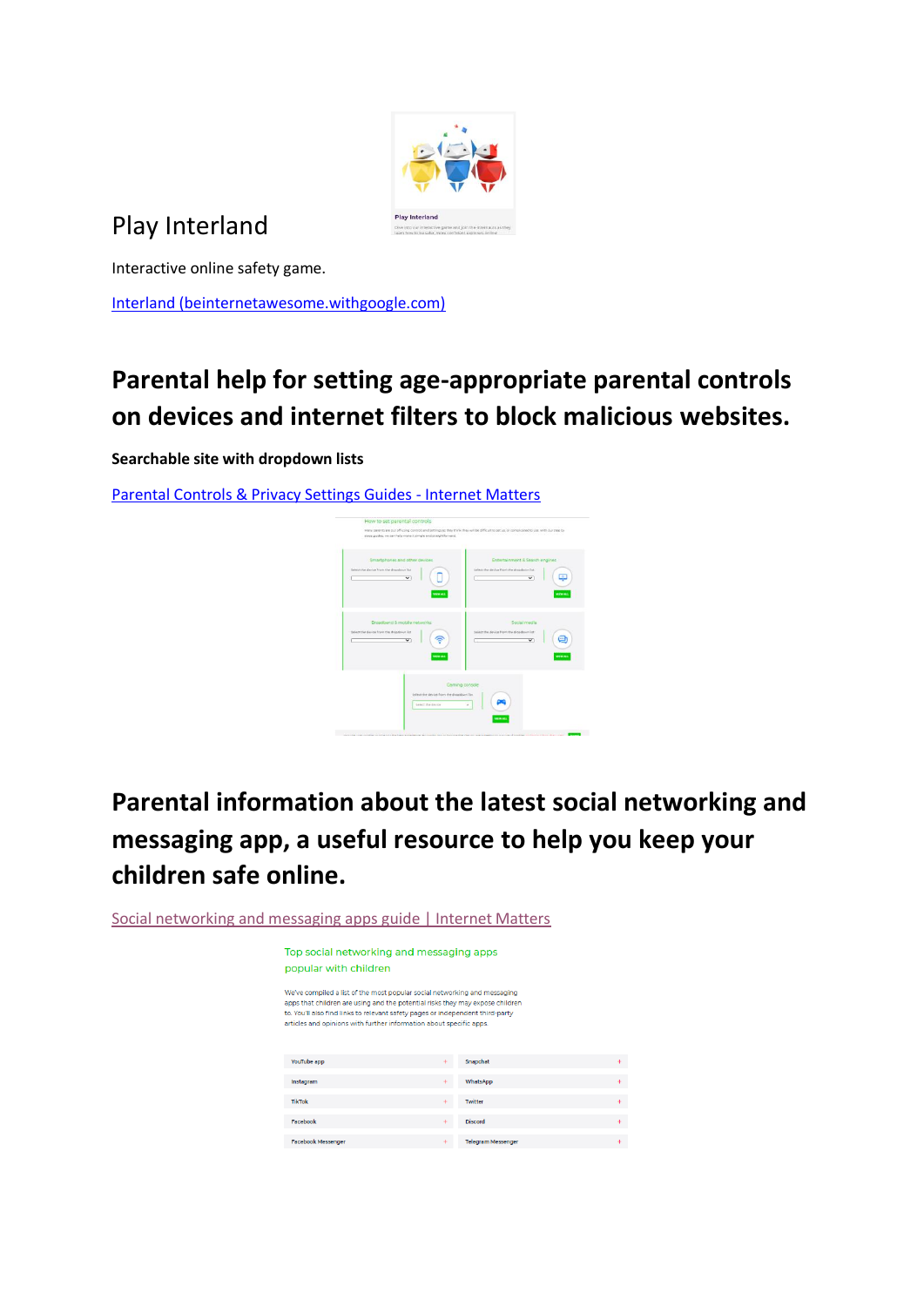# Play Interland

Interactive online safety game.

Interland (beinternetawesome.withgoogle.com)

## Parental help for setting age-appropriate parental controls on devices and internet filters to block malicious websites.

**Searchable site with dropdown lists**

Parental Controls & Privacy Settings Guides - Internet Matters

## Parental information about the latest social networking and messaging app, a useful resource to help you keep your children safe online.

Social networking and messaging apps guide | Internet Matters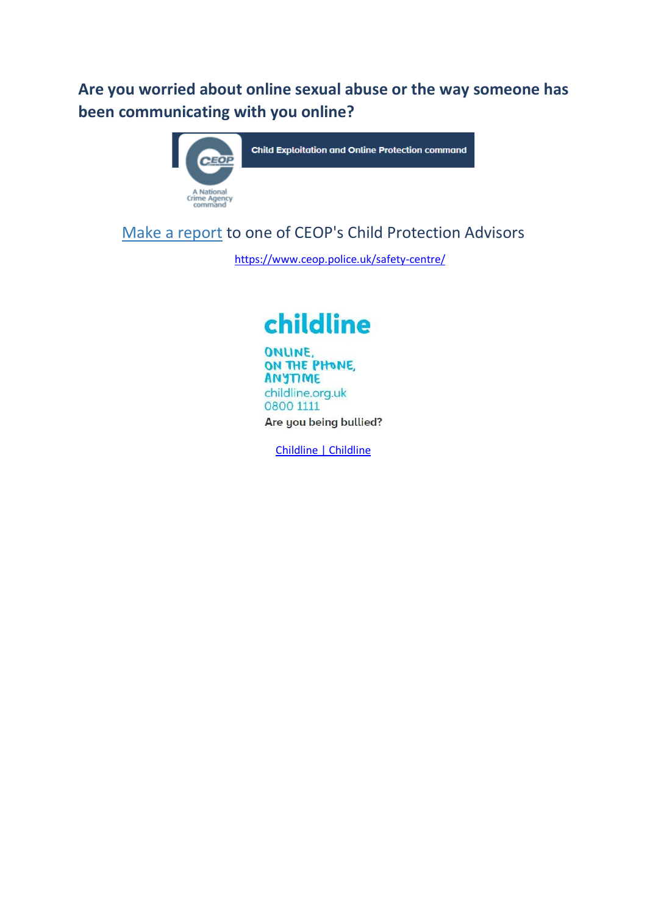**Are you worried about online sexual abuse or the way someone has been communicating with you online?**

Child Exploitation and Online Protection command

CEOP

A National Crime Agency command

[Make a report](https://www.ceop.police.uk/safety-centre/) to one of CEOP's Child Protection Advisors

https://www.ceop.police.uk/safety-centre/

childline

ONLINE,
ON THE PHONE,
ANYTIME
childline.org.uk
0800 1111

Are you being bullied?

Childline | Childline